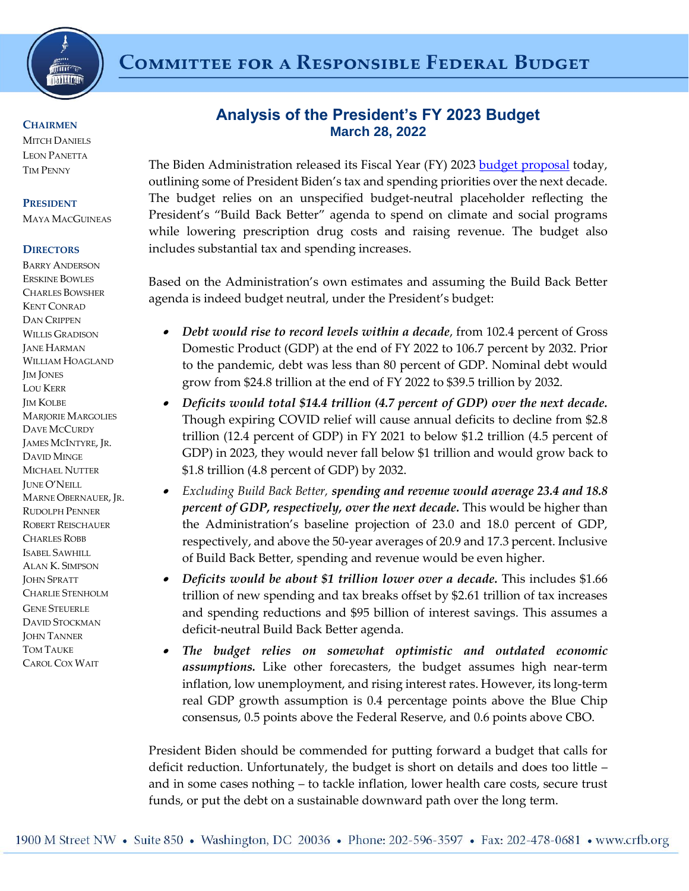# Committee for a Responsible Federal Budget

**CHAIRMEN**
Mitch Daniels
Leon Panetta
Tim Penny

**PRESIDENT**
Maya MacGuineas

**DIRECTORS**
Barry Anderson
Erskine Bowles
Charles Bowsher
Kent Conrad
Dan Crippen
Willis Gradison
Jane Harman
William Hoagland
Jim Jones
Lou Kerr
Jim Kolbe
Marjorie Margolies
Dave McCurdy
James McIntyre, Jr.
David Minge
Michael Nutter
June O'Neill
Marne Obernauer, Jr.
Rudolph Penner
Robert Reischauer
Charles Robb
Isabel Sawhill
Alan K. Simpson
John Spratt
Charlie Stenholm
Gene Steuerle
David Stockman
John Tanner
Tom Tauke
Carol Cox Wait

## Analysis of the President's FY 2023 Budget

**March 28, 2022**

The Biden Administration released its Fiscal Year (FY) 2023 budget proposal today, outlining some of President Biden's tax and spending priorities over the next decade. The budget relies on an unspecified budget-neutral placeholder reflecting the President's "Build Back Better" agenda to spend on climate and social programs while lowering prescription drug costs and raising revenue. The budget also includes substantial tax and spending increases.

Based on the Administration's own estimates and assuming the Build Back Better agenda is indeed budget neutral, under the President's budget:

- ***Debt would rise to record levels within a decade***, from 102.4 percent of Gross Domestic Product (GDP) at the end of FY 2022 to 106.7 percent by 2032. Prior to the pandemic, debt was less than 80 percent of GDP. Nominal debt would grow from $24.8 trillion at the end of FY 2022 to $39.5 trillion by 2032.
- ***Deficits would total $14.4 trillion (4.7 percent of GDP) over the next decade.*** Though expiring COVID relief will cause annual deficits to decline from $2.8 trillion (12.4 percent of GDP) in FY 2021 to below $1.2 trillion (4.5 percent of GDP) in 2023, they would never fall below $1 trillion and would grow back to $1.8 trillion (4.8 percent of GDP) by 2032.
- *Excluding Build Back Better,* ***spending and revenue would average 23.4 and 18.8 percent of GDP, respectively, over the next decade.*** This would be higher than the Administration's baseline projection of 23.0 and 18.0 percent of GDP, respectively, and above the 50-year averages of 20.9 and 17.3 percent. Inclusive of Build Back Better, spending and revenue would be even higher.
- ***Deficits would be about $1 trillion lower over a decade.*** This includes $1.66 trillion of new spending and tax breaks offset by $2.61 trillion of tax increases and spending reductions and $95 billion of interest savings. This assumes a deficit-neutral Build Back Better agenda.
- ***The budget relies on somewhat optimistic and outdated economic assumptions.*** Like other forecasters, the budget assumes high near-term inflation, low unemployment, and rising interest rates. However, its long-term real GDP growth assumption is 0.4 percentage points above the Blue Chip consensus, 0.5 points above the Federal Reserve, and 0.6 points above CBO.

President Biden should be commended for putting forward a budget that calls for deficit reduction. Unfortunately, the budget is short on details and does too little – and in some cases nothing – to tackle inflation, lower health care costs, secure trust funds, or put the debt on a sustainable downward path over the long term.

1900 M Street NW • Suite 850 • Washington, DC 20036 • Phone: 202-596-3597 • Fax: 202-478-0681 • www.crfb.org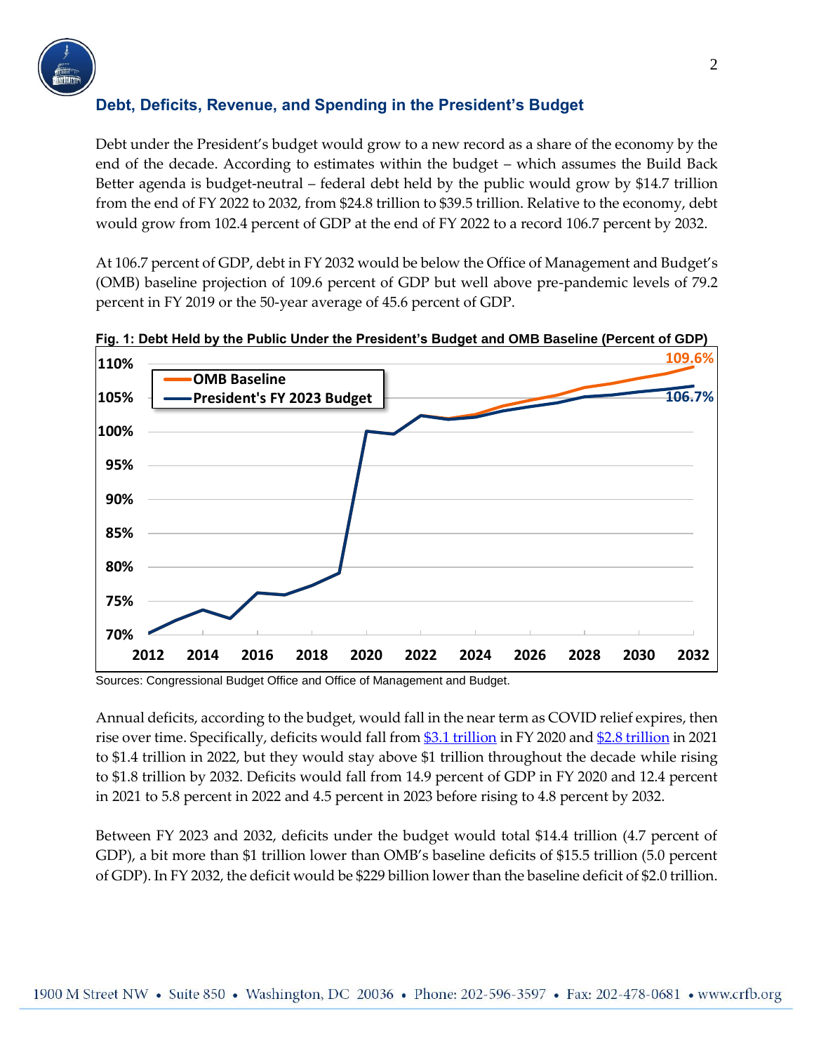## Debt, Deficits, Revenue, and Spending in the President's Budget

Debt under the President's budget would grow to a new record as a share of the economy by the end of the decade. According to estimates within the budget – which assumes the Build Back Better agenda is budget-neutral – federal debt held by the public would grow by $14.7 trillion from the end of FY 2022 to 2032, from $24.8 trillion to $39.5 trillion. Relative to the economy, debt would grow from 102.4 percent of GDP at the end of FY 2022 to a record 106.7 percent by 2032.

At 106.7 percent of GDP, debt in FY 2032 would be below the Office of Management and Budget's (OMB) baseline projection of 109.6 percent of GDP but well above pre-pandemic levels of 79.2 percent in FY 2019 or the 50-year average of 45.6 percent of GDP.

**Fig. 1: Debt Held by the Public Under the President's Budget and OMB Baseline (Percent of GDP)**

Sources: Congressional Budget Office and Office of Management and Budget.

Annual deficits, according to the budget, would fall in the near term as COVID relief expires, then rise over time. Specifically, deficits would fall from $3.1 trillion in FY 2020 and $2.8 trillion in 2021 to $1.4 trillion in 2022, but they would stay above $1 trillion throughout the decade while rising to $1.8 trillion by 2032. Deficits would fall from 14.9 percent of GDP in FY 2020 and 12.4 percent in 2021 to 5.8 percent in 2022 and 4.5 percent in 2023 before rising to 4.8 percent by 2032.

Between FY 2023 and 2032, deficits under the budget would total $14.4 trillion (4.7 percent of GDP), a bit more than $1 trillion lower than OMB's baseline deficits of $15.5 trillion (5.0 percent of GDP). In FY 2032, the deficit would be $229 billion lower than the baseline deficit of $2.0 trillion.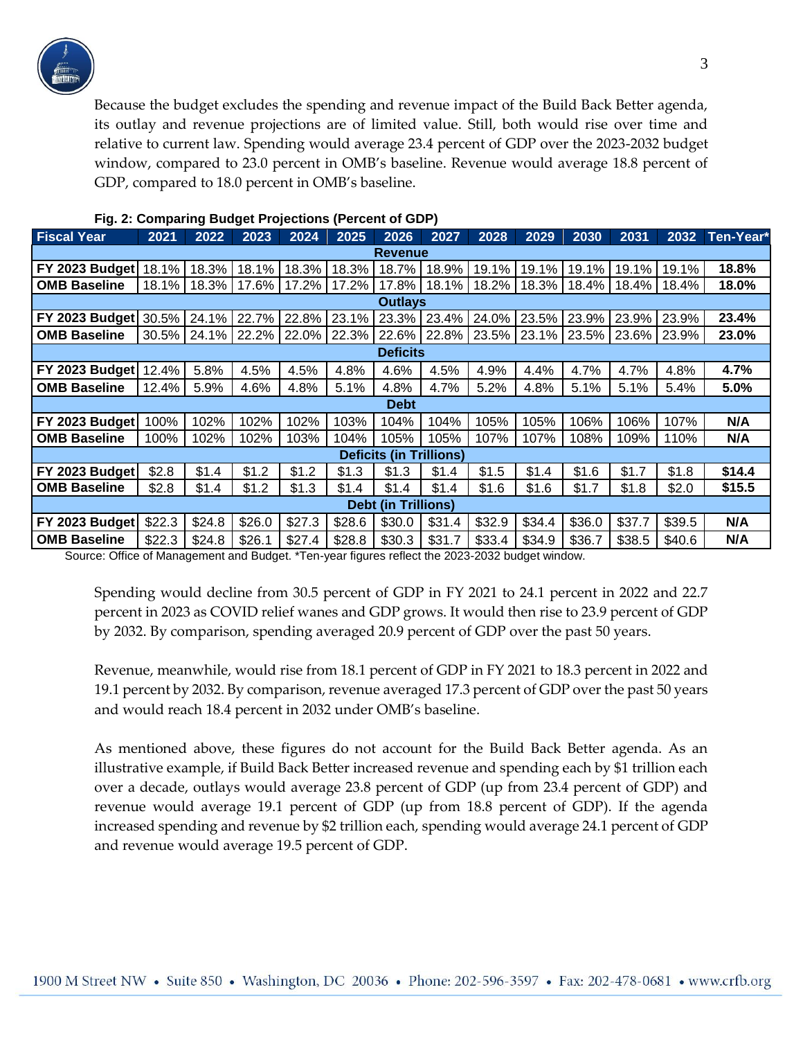Because the budget excludes the spending and revenue impact of the Build Back Better agenda, its outlay and revenue projections are of limited value. Still, both would rise over time and relative to current law. Spending would average 23.4 percent of GDP over the 2023-2032 budget window, compared to 23.0 percent in OMB's baseline. Revenue would average 18.8 percent of GDP, compared to 18.0 percent in OMB's baseline.

**Fig. 2: Comparing Budget Projections (Percent of GDP)**

| Fiscal Year | 2021 | 2022 | 2023 | 2024 | 2025 | 2026 | 2027 | 2028 | 2029 | 2030 | 2031 | 2032 | Ten-Year* |
|---|---|---|---|---|---|---|---|---|---|---|---|---|---|
| **Revenue** | | | | | | | | | | | | | |
| **FY 2023 Budget** | 18.1% | 18.3% | 18.1% | 18.3% | 18.3% | 18.7% | 18.9% | 19.1% | 19.1% | 19.1% | 19.1% | 19.1% | **18.8%** |
| **OMB Baseline** | 18.1% | 18.3% | 17.6% | 17.2% | 17.2% | 17.8% | 18.1% | 18.2% | 18.3% | 18.4% | 18.4% | 18.4% | **18.0%** |
| **Outlays** | | | | | | | | | | | | | |
| **FY 2023 Budget** | 30.5% | 24.1% | 22.7% | 22.8% | 23.1% | 23.3% | 23.4% | 24.0% | 23.5% | 23.9% | 23.9% | 23.9% | **23.4%** |
| **OMB Baseline** | 30.5% | 24.1% | 22.2% | 22.0% | 22.3% | 22.6% | 22.8% | 23.5% | 23.1% | 23.5% | 23.6% | 23.9% | **23.0%** |
| **Deficits** | | | | | | | | | | | | | |
| **FY 2023 Budget** | 12.4% | 5.8% | 4.5% | 4.5% | 4.8% | 4.6% | 4.5% | 4.9% | 4.4% | 4.7% | 4.7% | 4.8% | **4.7%** |
| **OMB Baseline** | 12.4% | 5.9% | 4.6% | 4.8% | 5.1% | 4.8% | 4.7% | 5.2% | 4.8% | 5.1% | 5.1% | 5.4% | **5.0%** |
| **Debt** | | | | | | | | | | | | | |
| **FY 2023 Budget** | 100% | 102% | 102% | 102% | 103% | 104% | 104% | 105% | 105% | 106% | 106% | 107% | **N/A** |
| **OMB Baseline** | 100% | 102% | 102% | 103% | 104% | 105% | 105% | 107% | 107% | 108% | 109% | 110% | **N/A** |
| **Deficits (in Trillions)** | | | | | | | | | | | | | |
| **FY 2023 Budget** | $2.8 | $1.4 | $1.2 | $1.2 | $1.3 | $1.3 | $1.4 | $1.5 | $1.4 | $1.6 | $1.7 | $1.8 | **$14.4** |
| **OMB Baseline** | $2.8 | $1.4 | $1.2 | $1.3 | $1.4 | $1.4 | $1.4 | $1.6 | $1.6 | $1.7 | $1.8 | $2.0 | **$15.5** |
| **Debt (in Trillions)** | | | | | | | | | | | | | |
| **FY 2023 Budget** | $22.3 | $24.8 | $26.0 | $27.3 | $28.6 | $30.0 | $31.4 | $32.9 | $34.4 | $36.0 | $37.7 | $39.5 | **N/A** |
| **OMB Baseline** | $22.3 | $24.8 | $26.1 | $27.4 | $28.8 | $30.3 | $31.7 | $33.4 | $34.9 | $36.7 | $38.5 | $40.6 | **N/A** |

Source: Office of Management and Budget. *Ten-year figures reflect the 2023-2032 budget window.

Spending would decline from 30.5 percent of GDP in FY 2021 to 24.1 percent in 2022 and 22.7 percent in 2023 as COVID relief wanes and GDP grows. It would then rise to 23.9 percent of GDP by 2032. By comparison, spending averaged 20.9 percent of GDP over the past 50 years.

Revenue, meanwhile, would rise from 18.1 percent of GDP in FY 2021 to 18.3 percent in 2022 and 19.1 percent by 2032. By comparison, revenue averaged 17.3 percent of GDP over the past 50 years and would reach 18.4 percent in 2032 under OMB's baseline.

As mentioned above, these figures do not account for the Build Back Better agenda. As an illustrative example, if Build Back Better increased revenue and spending each by $1 trillion each over a decade, outlays would average 23.8 percent of GDP (up from 23.4 percent of GDP) and revenue would average 19.1 percent of GDP (up from 18.8 percent of GDP). If the agenda increased spending and revenue by $2 trillion each, spending would average 24.1 percent of GDP and revenue would average 19.5 percent of GDP.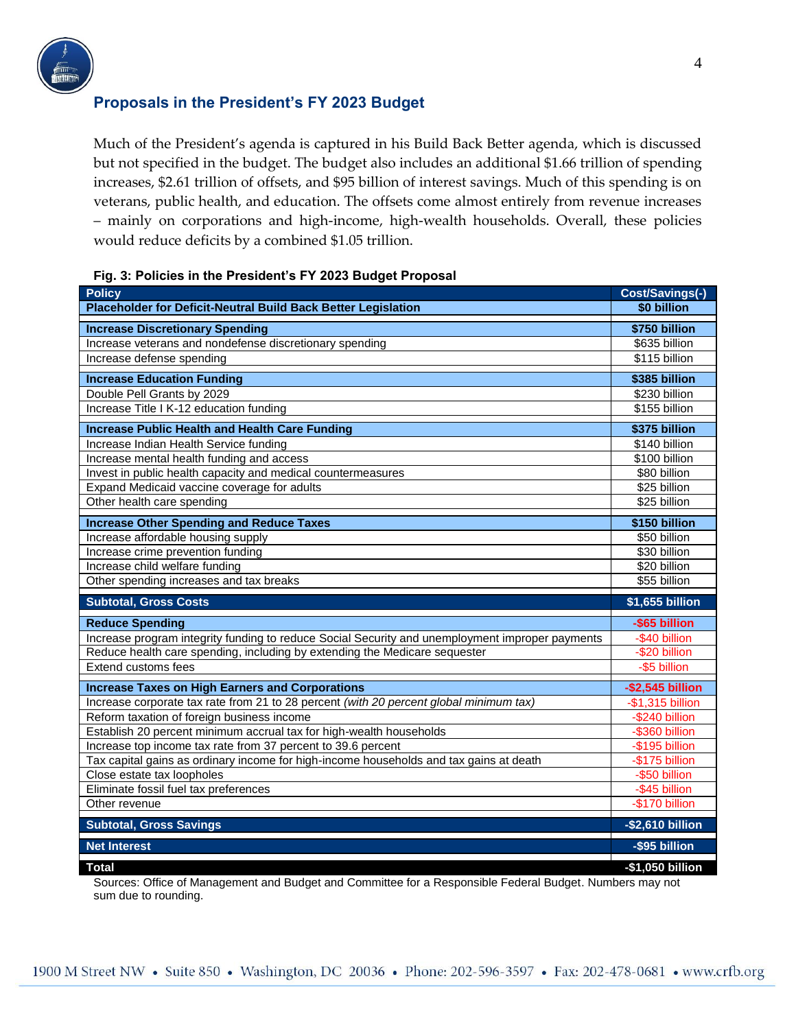## Proposals in the President's FY 2023 Budget

Much of the President's agenda is captured in his Build Back Better agenda, which is discussed but not specified in the budget. The budget also includes an additional $1.66 trillion of spending increases, $2.61 trillion of offsets, and $95 billion of interest savings. Much of this spending is on veterans, public health, and education. The offsets come almost entirely from revenue increases – mainly on corporations and high-income, high-wealth households. Overall, these policies would reduce deficits by a combined $1.05 trillion.

**Fig. 3: Policies in the President's FY 2023 Budget Proposal**

| Policy | Cost/Savings(-) |
|---|---|
| **Placeholder for Deficit-Neutral Build Back Better Legislation** | **$0 billion** |
| **Increase Discretionary Spending** | **$750 billion** |
| Increase veterans and nondefense discretionary spending | $635 billion |
| Increase defense spending | $115 billion |
| **Increase Education Funding** | **$385 billion** |
| Double Pell Grants by 2029 | $230 billion |
| Increase Title I K-12 education funding | $155 billion |
| **Increase Public Health and Health Care Funding** | **$375 billion** |
| Increase Indian Health Service funding | $140 billion |
| Increase mental health funding and access | $100 billion |
| Invest in public health capacity and medical countermeasures | $80 billion |
| Expand Medicaid vaccine coverage for adults | $25 billion |
| Other health care spending | $25 billion |
| **Increase Other Spending and Reduce Taxes** | **$150 billion** |
| Increase affordable housing supply | $50 billion |
| Increase crime prevention funding | $30 billion |
| Increase child welfare funding | $20 billion |
| Other spending increases and tax breaks | $55 billion |
| **Subtotal, Gross Costs** | **$1,655 billion** |
| **Reduce Spending** | **-$65 billion** |
| Increase program integrity funding to reduce Social Security and unemployment improper payments | -$40 billion |
| Reduce health care spending, including by extending the Medicare sequester | -$20 billion |
| Extend customs fees | -$5 billion |
| **Increase Taxes on High Earners and Corporations** | **-$2,545 billion** |
| Increase corporate tax rate from 21 to 28 percent *(with 20 percent global minimum tax)* | -$1,315 billion |
| Reform taxation of foreign business income | -$240 billion |
| Establish 20 percent minimum accrual tax for high-wealth households | -$360 billion |
| Increase top income tax rate from 37 percent to 39.6 percent | -$195 billion |
| Tax capital gains as ordinary income for high-income households and tax gains at death | -$175 billion |
| Close estate tax loopholes | -$50 billion |
| Eliminate fossil fuel tax preferences | -$45 billion |
| Other revenue | -$170 billion |
| **Subtotal, Gross Savings** | **-$2,610 billion** |
| **Net Interest** | **-$95 billion** |
| **Total** | **-$1,050 billion** |

Sources: Office of Management and Budget and Committee for a Responsible Federal Budget. Numbers may not sum due to rounding.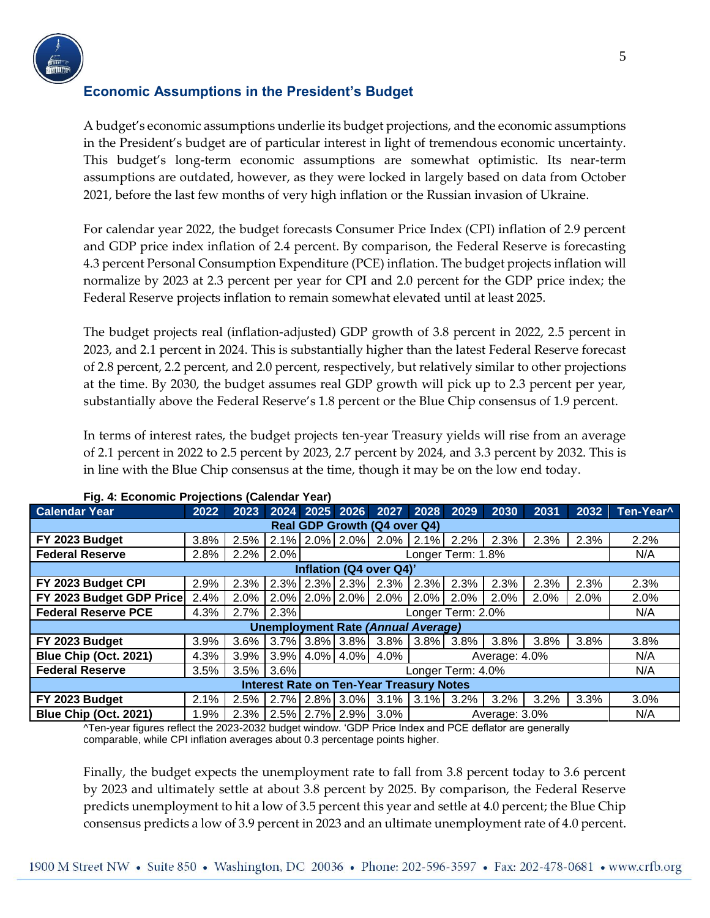## Economic Assumptions in the President's Budget

A budget's economic assumptions underlie its budget projections, and the economic assumptions in the President's budget are of particular interest in light of tremendous economic uncertainty. This budget's long-term economic assumptions are somewhat optimistic. Its near-term assumptions are outdated, however, as they were locked in largely based on data from October 2021, before the last few months of very high inflation or the Russian invasion of Ukraine.

For calendar year 2022, the budget forecasts Consumer Price Index (CPI) inflation of 2.9 percent and GDP price index inflation of 2.4 percent. By comparison, the Federal Reserve is forecasting 4.3 percent Personal Consumption Expenditure (PCE) inflation. The budget projects inflation will normalize by 2023 at 2.3 percent per year for CPI and 2.0 percent for the GDP price index; the Federal Reserve projects inflation to remain somewhat elevated until at least 2025.

The budget projects real (inflation-adjusted) GDP growth of 3.8 percent in 2022, 2.5 percent in 2023, and 2.1 percent in 2024. This is substantially higher than the latest Federal Reserve forecast of 2.8 percent, 2.2 percent, and 2.0 percent, respectively, but relatively similar to other projections at the time. By 2030, the budget assumes real GDP growth will pick up to 2.3 percent per year, substantially above the Federal Reserve's 1.8 percent or the Blue Chip consensus of 1.9 percent.

In terms of interest rates, the budget projects ten-year Treasury yields will rise from an average of 2.1 percent in 2022 to 2.5 percent by 2023, 2.7 percent by 2024, and 3.3 percent by 2032. This is in line with the Blue Chip consensus at the time, though it may be on the low end today.

**Fig. 4: Economic Projections (Calendar Year)**

| Calendar Year | 2022 | 2023 | 2024 | 2025 | 2026 | 2027 | 2028 | 2029 | 2030 | 2031 | 2032 | Ten-Year^ |
|---|---|---|---|---|---|---|---|---|---|---|---|---|
| **Real GDP Growth (Q4 over Q4)** | | | | | | | | | | | | |
| **FY 2023 Budget** | 3.8% | 2.5% | 2.1% | 2.0% | 2.0% | 2.0% | 2.1% | 2.2% | 2.3% | 2.3% | 2.3% | 2.2% |
| **Federal Reserve** | 2.8% | 2.2% | 2.0% | Longer Term: 1.8% | | | | | | | | N/A |
| **Inflation (Q4 over Q4)'** | | | | | | | | | | | | |
| **FY 2023 Budget CPI** | 2.9% | 2.3% | 2.3% | 2.3% | 2.3% | 2.3% | 2.3% | 2.3% | 2.3% | 2.3% | 2.3% | 2.3% |
| **FY 2023 Budget GDP Price** | 2.4% | 2.0% | 2.0% | 2.0% | 2.0% | 2.0% | 2.0% | 2.0% | 2.0% | 2.0% | 2.0% | 2.0% |
| **Federal Reserve PCE** | 4.3% | 2.7% | 2.3% | Longer Term: 2.0% | | | | | | | | N/A |
| **Unemployment Rate *(Annual Average)*** | | | | | | | | | | | | |
| **FY 2023 Budget** | 3.9% | 3.6% | 3.7% | 3.8% | 3.8% | 3.8% | 3.8% | 3.8% | 3.8% | 3.8% | 3.8% | 3.8% |
| **Blue Chip (Oct. 2021)** | 4.3% | 3.9% | 3.9% | 4.0% | 4.0% | 4.0% | Average: 4.0% | | | | | N/A |
| **Federal Reserve** | 3.5% | 3.5% | 3.6% | Longer Term: 4.0% | | | | | | | | N/A |
| **Interest Rate on Ten-Year Treasury Notes** | | | | | | | | | | | | |
| **FY 2023 Budget** | 2.1% | 2.5% | 2.7% | 2.8% | 3.0% | 3.1% | 3.1% | 3.2% | 3.2% | 3.2% | 3.3% | 3.0% |
| **Blue Chip (Oct. 2021)** | 1.9% | 2.3% | 2.5% | 2.7% | 2.9% | 3.0% | Average: 3.0% | | | | | N/A |

^Ten-year figures reflect the 2023-2032 budget window. 'GDP Price Index and PCE deflator are generally comparable, while CPI inflation averages about 0.3 percentage points higher.

Finally, the budget expects the unemployment rate to fall from 3.8 percent today to 3.6 percent by 2023 and ultimately settle at about 3.8 percent by 2025. By comparison, the Federal Reserve predicts unemployment to hit a low of 3.5 percent this year and settle at 4.0 percent; the Blue Chip consensus predicts a low of 3.9 percent in 2023 and an ultimate unemployment rate of 4.0 percent.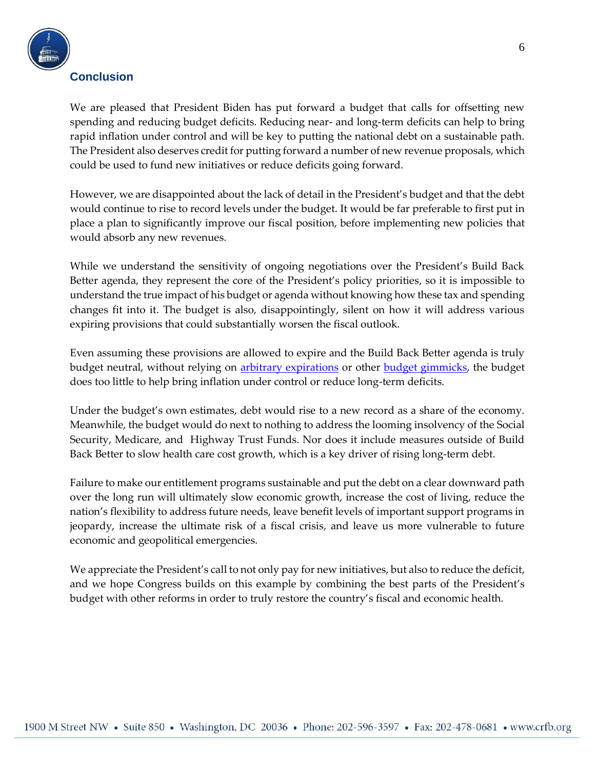## Conclusion

We are pleased that President Biden has put forward a budget that calls for offsetting new spending and reducing budget deficits. Reducing near- and long-term deficits can help to bring rapid inflation under control and will be key to putting the national debt on a sustainable path. The President also deserves credit for putting forward a number of new revenue proposals, which could be used to fund new initiatives or reduce deficits going forward.

However, we are disappointed about the lack of detail in the President's budget and that the debt would continue to rise to record levels under the budget. It would be far preferable to first put in place a plan to significantly improve our fiscal position, before implementing new policies that would absorb any new revenues.

While we understand the sensitivity of ongoing negotiations over the President's Build Back Better agenda, they represent the core of the President's policy priorities, so it is impossible to understand the true impact of his budget or agenda without knowing how these tax and spending changes fit into it. The budget is also, disappointingly, silent on how it will address various expiring provisions that could substantially worsen the fiscal outlook.

Even assuming these provisions are allowed to expire and the Build Back Better agenda is truly budget neutral, without relying on arbitrary expirations or other budget gimmicks, the budget does too little to help bring inflation under control or reduce long-term deficits.

Under the budget's own estimates, debt would rise to a new record as a share of the economy. Meanwhile, the budget would do next to nothing to address the looming insolvency of the Social Security, Medicare, and Highway Trust Funds. Nor does it include measures outside of Build Back Better to slow health care cost growth, which is a key driver of rising long-term debt.

Failure to make our entitlement programs sustainable and put the debt on a clear downward path over the long run will ultimately slow economic growth, increase the cost of living, reduce the nation's flexibility to address future needs, leave benefit levels of important support programs in jeopardy, increase the ultimate risk of a fiscal crisis, and leave us more vulnerable to future economic and geopolitical emergencies.

We appreciate the President's call to not only pay for new initiatives, but also to reduce the deficit, and we hope Congress builds on this example by combining the best parts of the President's budget with other reforms in order to truly restore the country's fiscal and economic health.